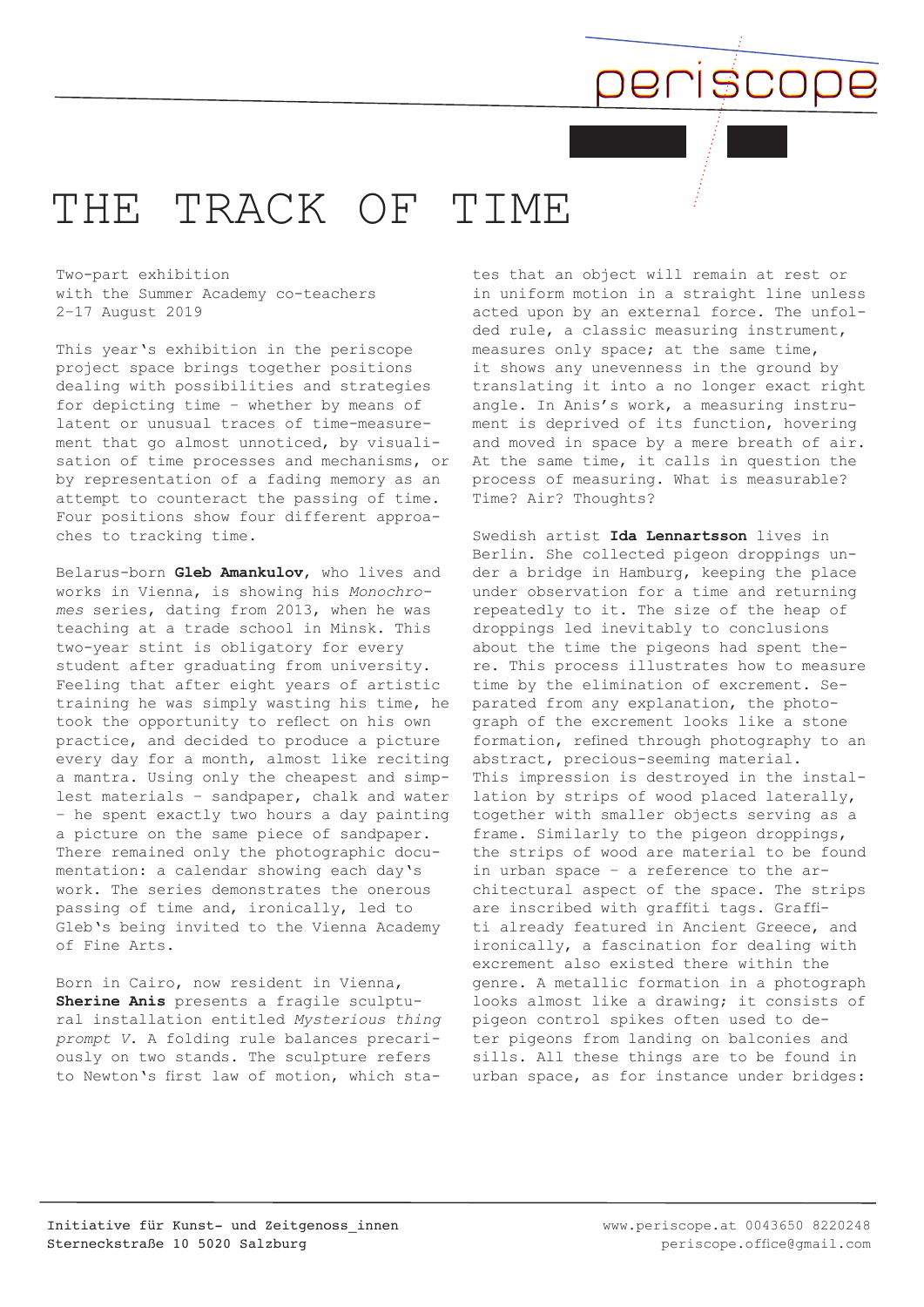# THE TRACK OF TIME

Two-part exhibition
with the Summer Academy co-teachers
2–17 August 2019

This year's exhibition in the periscope project space brings together positions dealing with possibilities and strategies for depicting time – whether by means of latent or unusual traces of time-measurement that go almost unnoticed, by visualisation of time processes and mechanisms, or by representation of a fading memory as an attempt to counteract the passing of time. Four positions show four different approaches to tracking time.

Belarus-born **Gleb Amankulov**, who lives and works in Vienna, is showing his *Monochromes* series, dating from 2013, when he was teaching at a trade school in Minsk. This two-year stint is obligatory for every student after graduating from university. Feeling that after eight years of artistic training he was simply wasting his time, he took the opportunity to reflect on his own practice, and decided to produce a picture every day for a month, almost like reciting a mantra. Using only the cheapest and simplest materials – sandpaper, chalk and water – he spent exactly two hours a day painting a picture on the same piece of sandpaper. There remained only the photographic documentation: a calendar showing each day's work. The series demonstrates the onerous passing of time and, ironically, led to Gleb's being invited to the Vienna Academy of Fine Arts.

Born in Cairo, now resident in Vienna, **Sherine Anis** presents a fragile sculptural installation entitled *Mysterious thing prompt V*. A folding rule balances precariously on two stands. The sculpture refers to Newton's first law of motion, which states that an object will remain at rest or in uniform motion in a straight line unless acted upon by an external force. The unfolded rule, a classic measuring instrument, measures only space; at the same time, it shows any unevenness in the ground by translating it into a no longer exact right angle. In Anis's work, a measuring instrument is deprived of its function, hovering and moved in space by a mere breath of air. At the same time, it calls in question the process of measuring. What is measurable? Time? Air? Thoughts?

Swedish artist **Ida Lennartsson** lives in Berlin. She collected pigeon droppings under a bridge in Hamburg, keeping the place under observation for a time and returning repeatedly to it. The size of the heap of droppings led inevitably to conclusions about the time the pigeons had spent there. This process illustrates how to measure time by the elimination of excrement. Separated from any explanation, the photograph of the excrement looks like a stone formation, refined through photography to an abstract, precious-seeming material. This impression is destroyed in the installation by strips of wood placed laterally, together with smaller objects serving as a frame. Similarly to the pigeon droppings, the strips of wood are material to be found in urban space – a reference to the architectural aspect of the space. The strips are inscribed with graffiti tags. Graffiti already featured in Ancient Greece, and ironically, a fascination for dealing with excrement also existed there within the genre. A metallic formation in a photograph looks almost like a drawing; it consists of pigeon control spikes often used to deter pigeons from landing on balconies and sills. All these things are to be found in urban space, as for instance under bridges:

Initiative für Kunst- und Zeitgenoss_innen
Sterneckstraße 10 5020 Salzburg

www.periscope.at 0043650 8220248
periscope.office@gmail.com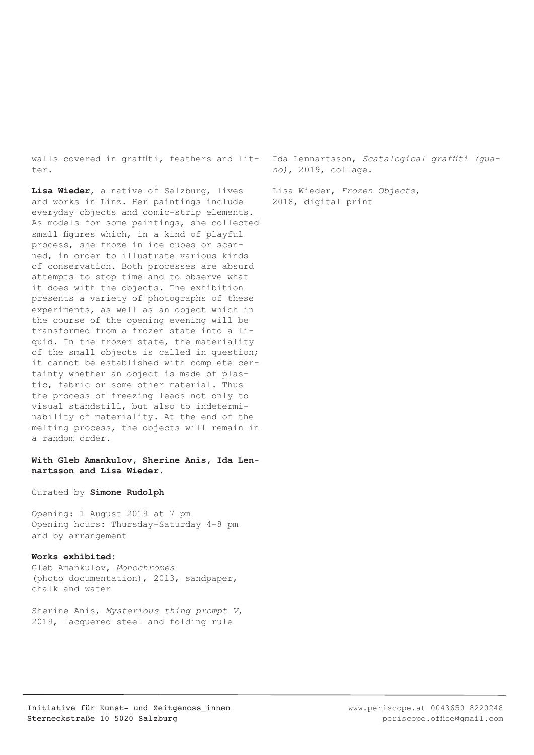walls covered in graffiti, feathers and litter.

**Lisa Wieder**, a native of Salzburg, lives and works in Linz. Her paintings include everyday objects and comic-strip elements. As models for some paintings, she collected small figures which, in a kind of playful process, she froze in ice cubes or scanned, in order to illustrate various kinds of conservation. Both processes are absurd attempts to stop time and to observe what it does with the objects. The exhibition presents a variety of photographs of these experiments, as well as an object which in the course of the opening evening will be transformed from a frozen state into a liquid. In the frozen state, the materiality of the small objects is called in question; it cannot be established with complete certainty whether an object is made of plastic, fabric or some other material. Thus the process of freezing leads not only to visual standstill, but also to indeterminability of materiality. At the end of the melting process, the objects will remain in a random order.

**With Gleb Amankulov, Sherine Anis, Ida Lennartsson and Lisa Wieder.**

Curated by **Simone Rudolph**

Opening: 1 August 2019 at 7 pm
Opening hours: Thursday-Saturday 4-8 pm
and by arrangement

**Works exhibited:**

Gleb Amankulov, *Monochromes* (photo documentation), 2013, sandpaper, chalk and water

Sherine Anis, *Mysterious thing prompt V*, 2019, lacquered steel and folding rule

Ida Lennartsson, *Scatalogical graffiti (guano)*, 2019, collage.

Lisa Wieder, *Frozen Objects*, 2018, digital print

Initiative für Kunst- und Zeitgenoss_innen
Sterneckstraße 10 5020 Salzburg

www.periscope.at 0043650 8220248
periscope.office@gmail.com